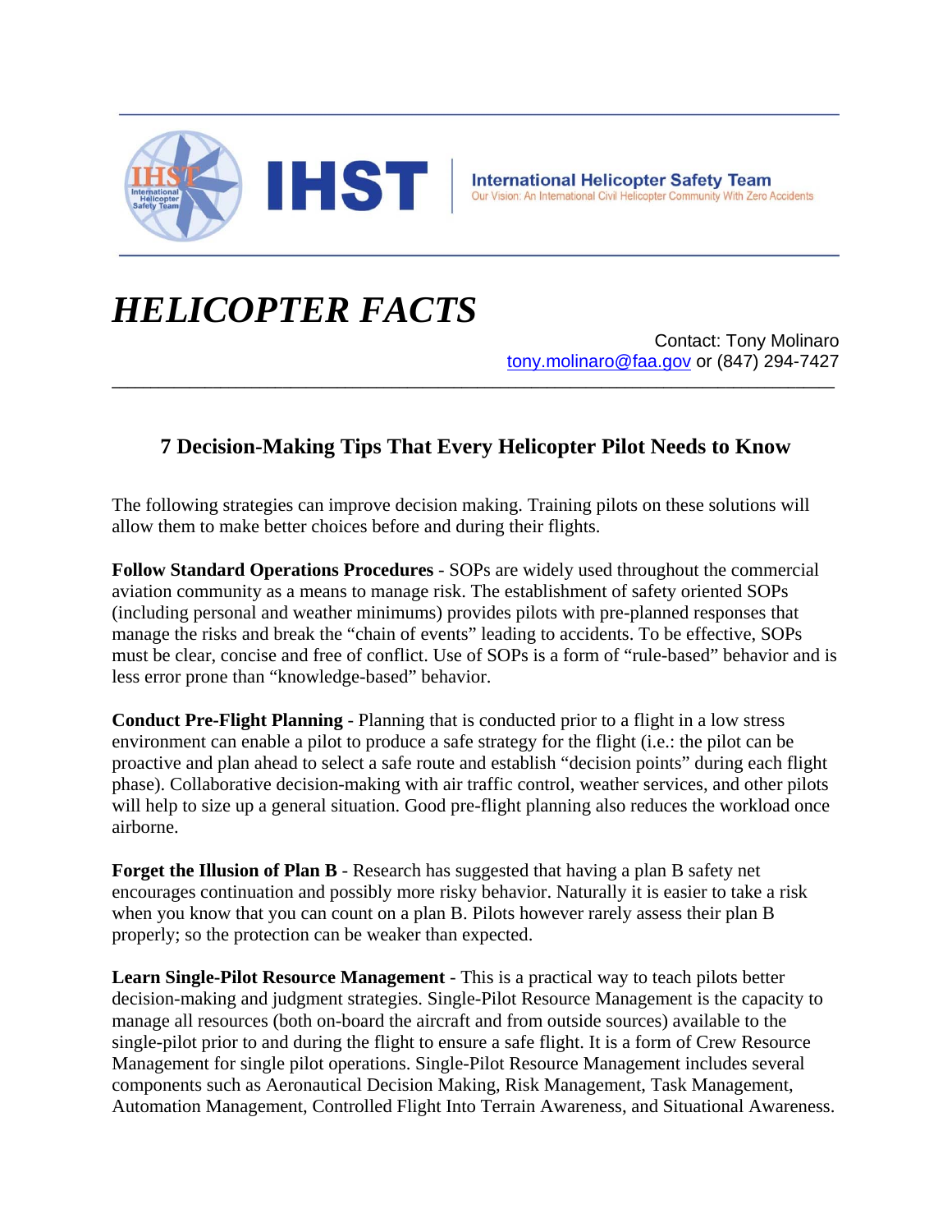**IHST** | **International Helicopter Safety Team**
Our Vision: An International Civil Helicopter Community With Zero Accidents

# *HELICOPTER FACTS*

Contact: Tony Molinaro
tony.molinaro@faa.gov or (847) 294-7427

---

## 7 Decision-Making Tips That Every Helicopter Pilot Needs to Know

The following strategies can improve decision making. Training pilots on these solutions will allow them to make better choices before and during their flights.

**Follow Standard Operations Procedures** - SOPs are widely used throughout the commercial aviation community as a means to manage risk. The establishment of safety oriented SOPs (including personal and weather minimums) provides pilots with pre-planned responses that manage the risks and break the "chain of events" leading to accidents. To be effective, SOPs must be clear, concise and free of conflict. Use of SOPs is a form of "rule-based" behavior and is less error prone than "knowledge-based" behavior.

**Conduct Pre-Flight Planning** - Planning that is conducted prior to a flight in a low stress environment can enable a pilot to produce a safe strategy for the flight (i.e.: the pilot can be proactive and plan ahead to select a safe route and establish "decision points" during each flight phase). Collaborative decision-making with air traffic control, weather services, and other pilots will help to size up a general situation. Good pre-flight planning also reduces the workload once airborne.

**Forget the Illusion of Plan B** - Research has suggested that having a plan B safety net encourages continuation and possibly more risky behavior. Naturally it is easier to take a risk when you know that you can count on a plan B. Pilots however rarely assess their plan B properly; so the protection can be weaker than expected.

**Learn Single-Pilot Resource Management** - This is a practical way to teach pilots better decision-making and judgment strategies. Single-Pilot Resource Management is the capacity to manage all resources (both on-board the aircraft and from outside sources) available to the single-pilot prior to and during the flight to ensure a safe flight. It is a form of Crew Resource Management for single pilot operations. Single-Pilot Resource Management includes several components such as Aeronautical Decision Making, Risk Management, Task Management, Automation Management, Controlled Flight Into Terrain Awareness, and Situational Awareness.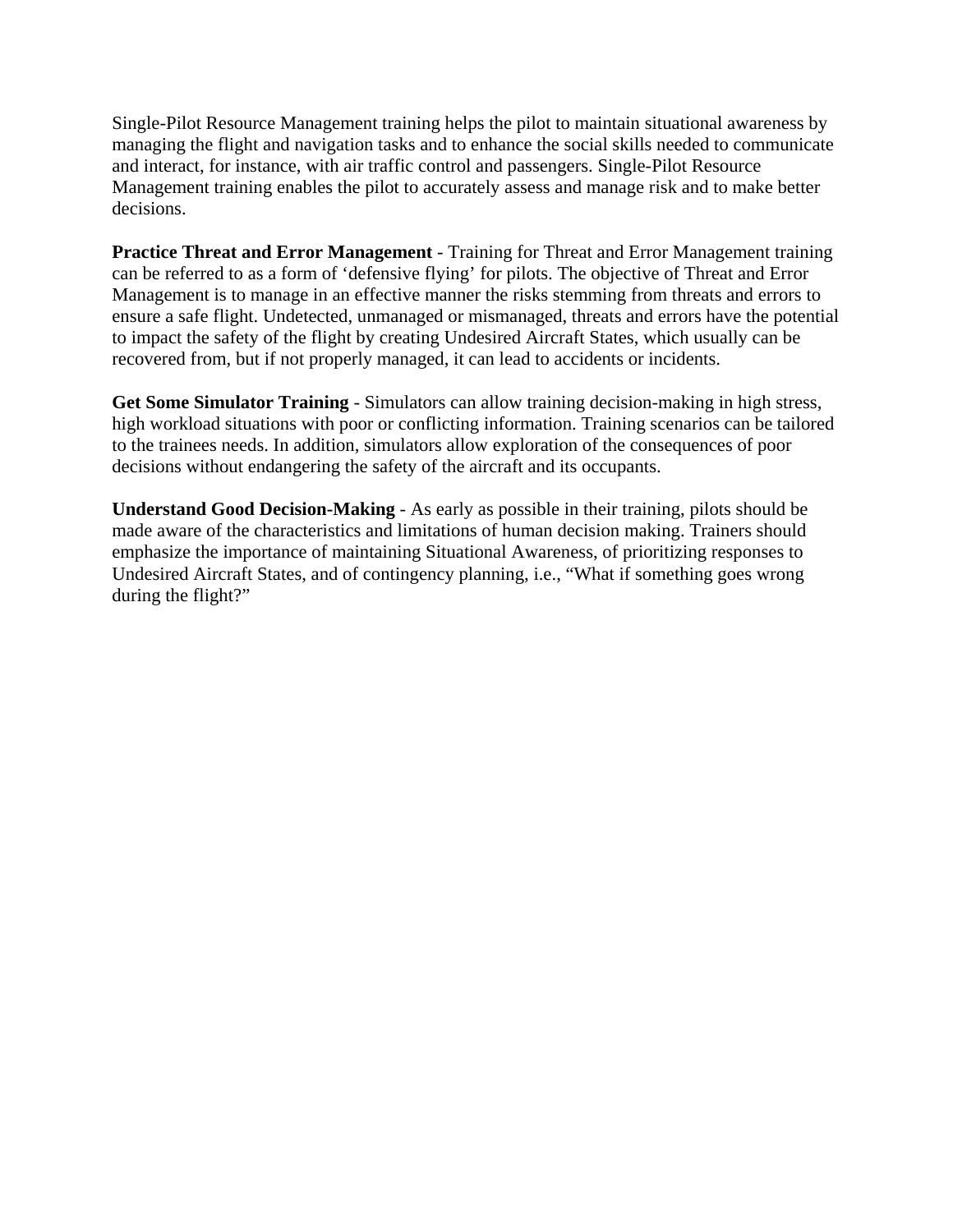Single-Pilot Resource Management training helps the pilot to maintain situational awareness by managing the flight and navigation tasks and to enhance the social skills needed to communicate and interact, for instance, with air traffic control and passengers. Single-Pilot Resource Management training enables the pilot to accurately assess and manage risk and to make better decisions.

**Practice Threat and Error Management** - Training for Threat and Error Management training can be referred to as a form of 'defensive flying' for pilots. The objective of Threat and Error Management is to manage in an effective manner the risks stemming from threats and errors to ensure a safe flight. Undetected, unmanaged or mismanaged, threats and errors have the potential to impact the safety of the flight by creating Undesired Aircraft States, which usually can be recovered from, but if not properly managed, it can lead to accidents or incidents.

**Get Some Simulator Training** - Simulators can allow training decision-making in high stress, high workload situations with poor or conflicting information. Training scenarios can be tailored to the trainees needs. In addition, simulators allow exploration of the consequences of poor decisions without endangering the safety of the aircraft and its occupants.

**Understand Good Decision-Making** - As early as possible in their training, pilots should be made aware of the characteristics and limitations of human decision making. Trainers should emphasize the importance of maintaining Situational Awareness, of prioritizing responses to Undesired Aircraft States, and of contingency planning, i.e., "What if something goes wrong during the flight?"